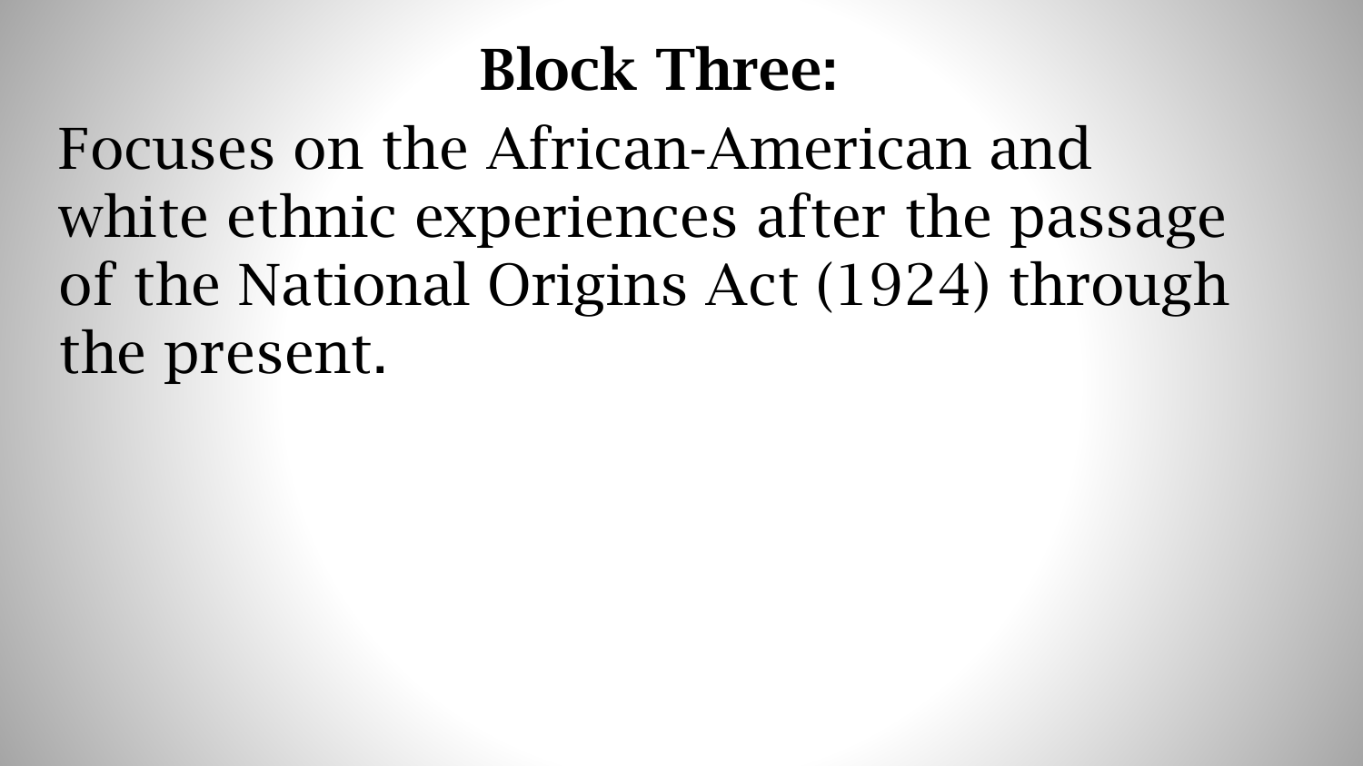# Block Three:

Focuses on the African-American and white ethnic experiences after the passage of the National Origins Act (1924) through the present.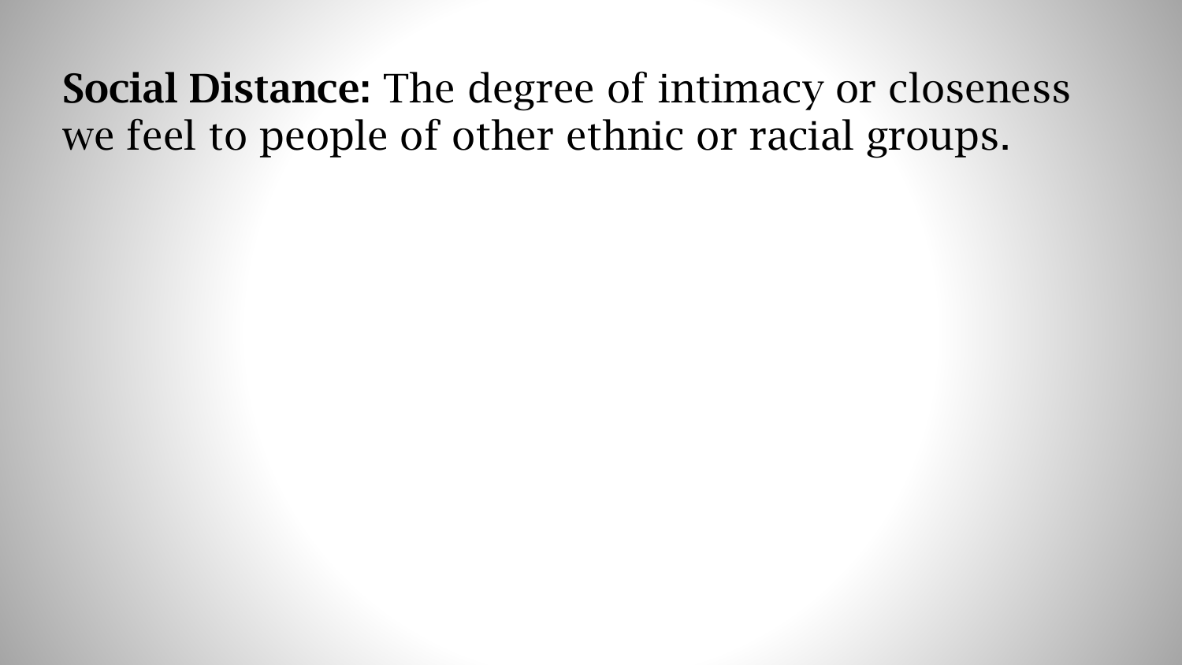**Social Distance:** The degree of intimacy or closeness we feel to people of other ethnic or racial groups.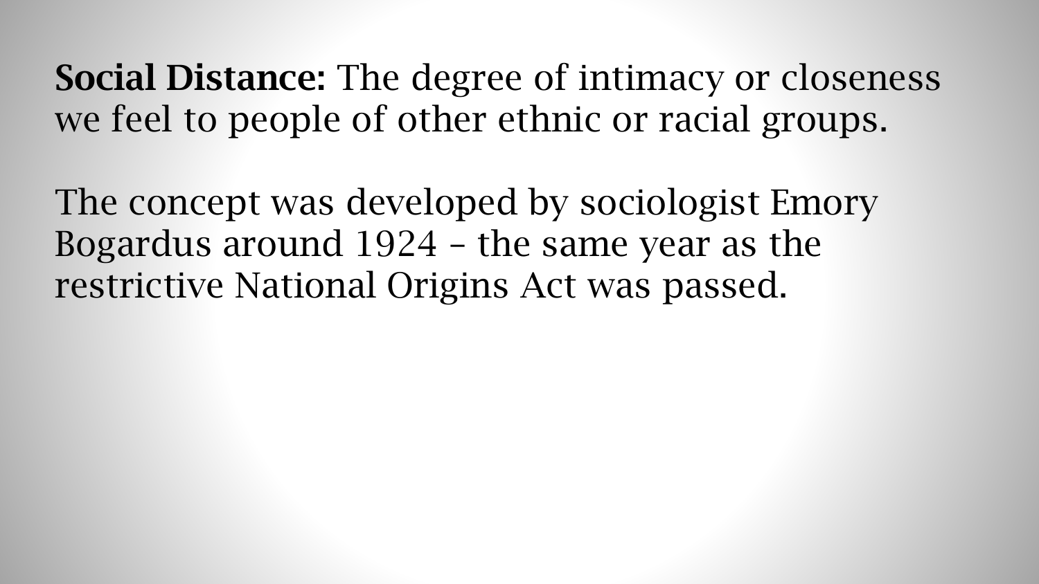**Social Distance:** The degree of intimacy or closeness we feel to people of other ethnic or racial groups.

The concept was developed by sociologist Emory Bogardus around 1924 – the same year as the restrictive National Origins Act was passed.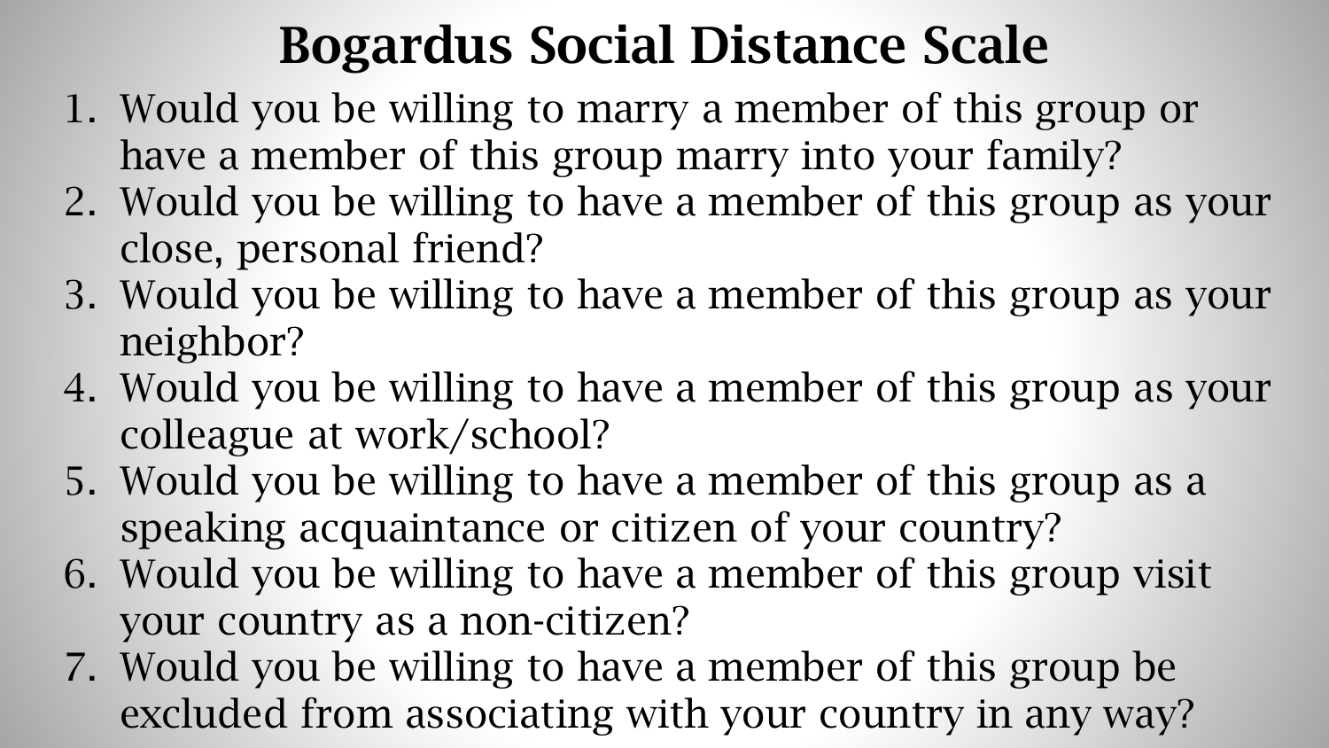# Bogardus Social Distance Scale

1. Would you be willing to marry a member of this group or have a member of this group marry into your family?
2. Would you be willing to have a member of this group as your close, personal friend?
3. Would you be willing to have a member of this group as your neighbor?
4. Would you be willing to have a member of this group as your colleague at work/school?
5. Would you be willing to have a member of this group as a speaking acquaintance or citizen of your country?
6. Would you be willing to have a member of this group visit your country as a non-citizen?
7. Would you be willing to have a member of this group be excluded from associating with your country in any way?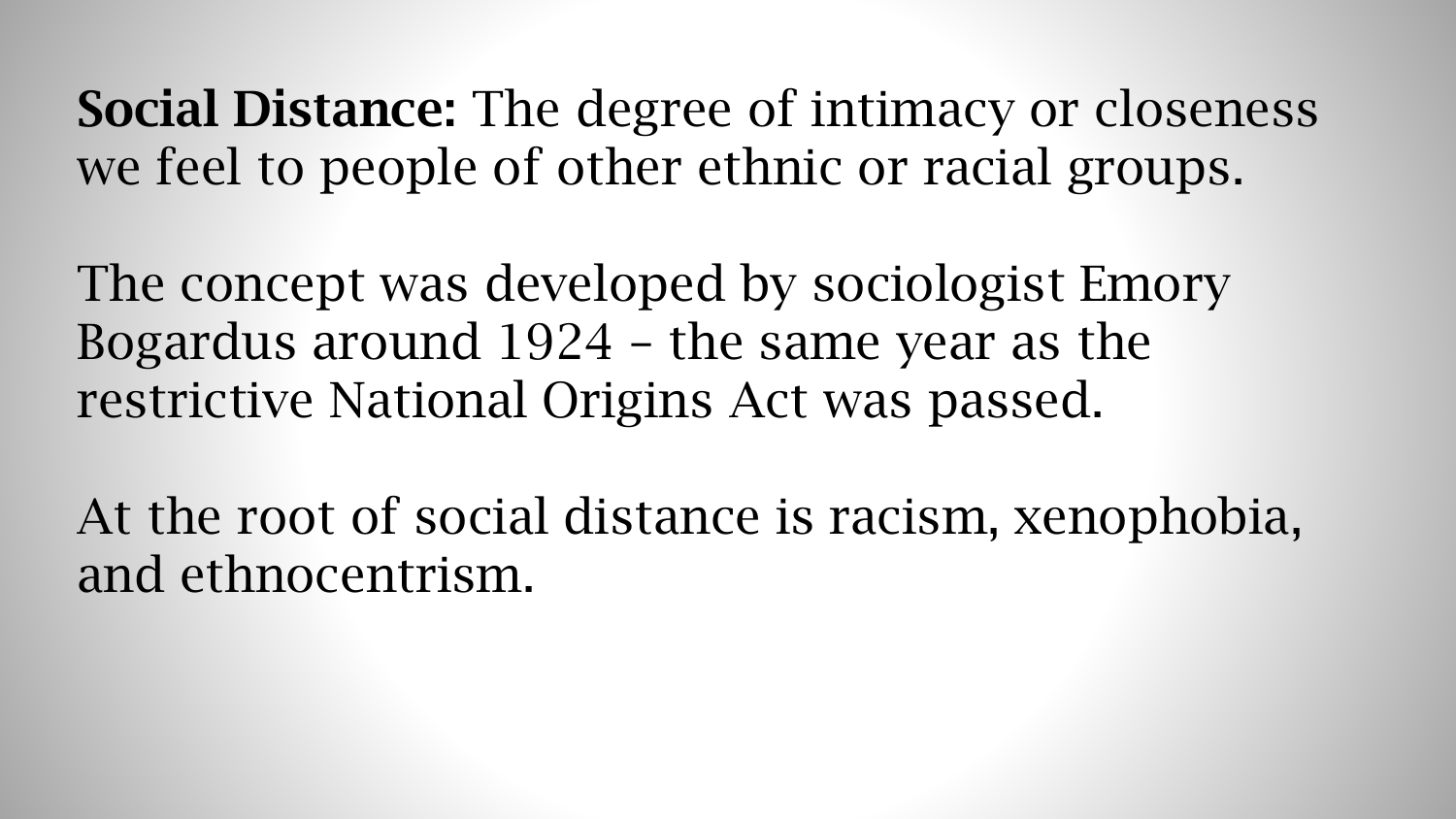**Social Distance:** The degree of intimacy or closeness we feel to people of other ethnic or racial groups.

The concept was developed by sociologist Emory Bogardus around 1924 – the same year as the restrictive National Origins Act was passed.

At the root of social distance is racism, xenophobia, and ethnocentrism.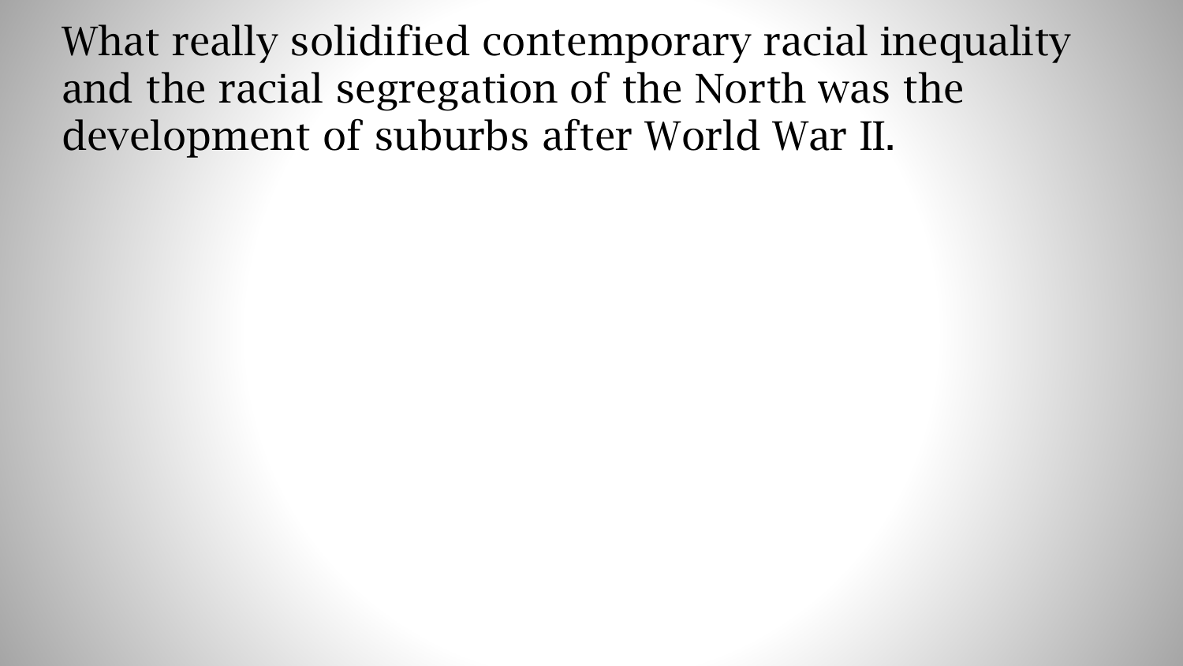What really solidified contemporary racial inequality and the racial segregation of the North was the development of suburbs after World War II.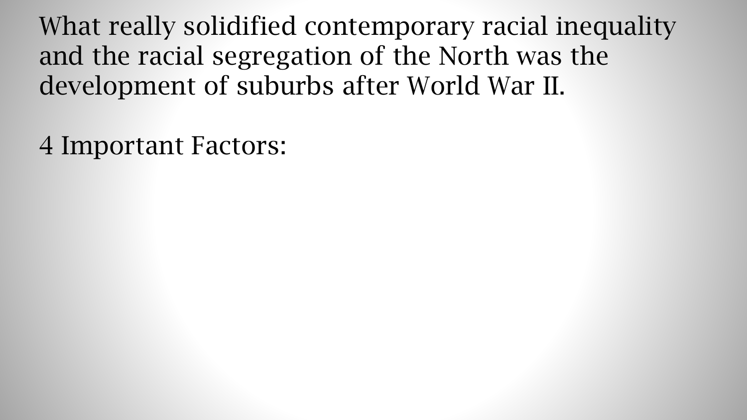What really solidified contemporary racial inequality and the racial segregation of the North was the development of suburbs after World War II.

4 Important Factors: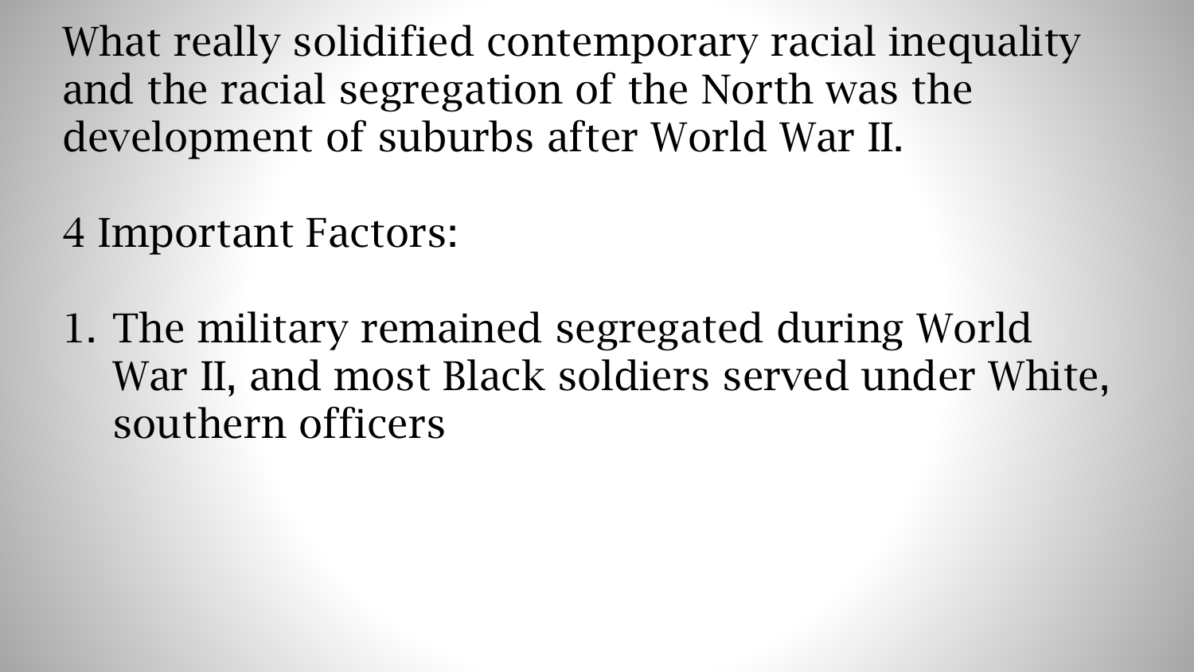What really solidified contemporary racial inequality and the racial segregation of the North was the development of suburbs after World War II.

4 Important Factors:

1. The military remained segregated during World War II, and most Black soldiers served under White, southern officers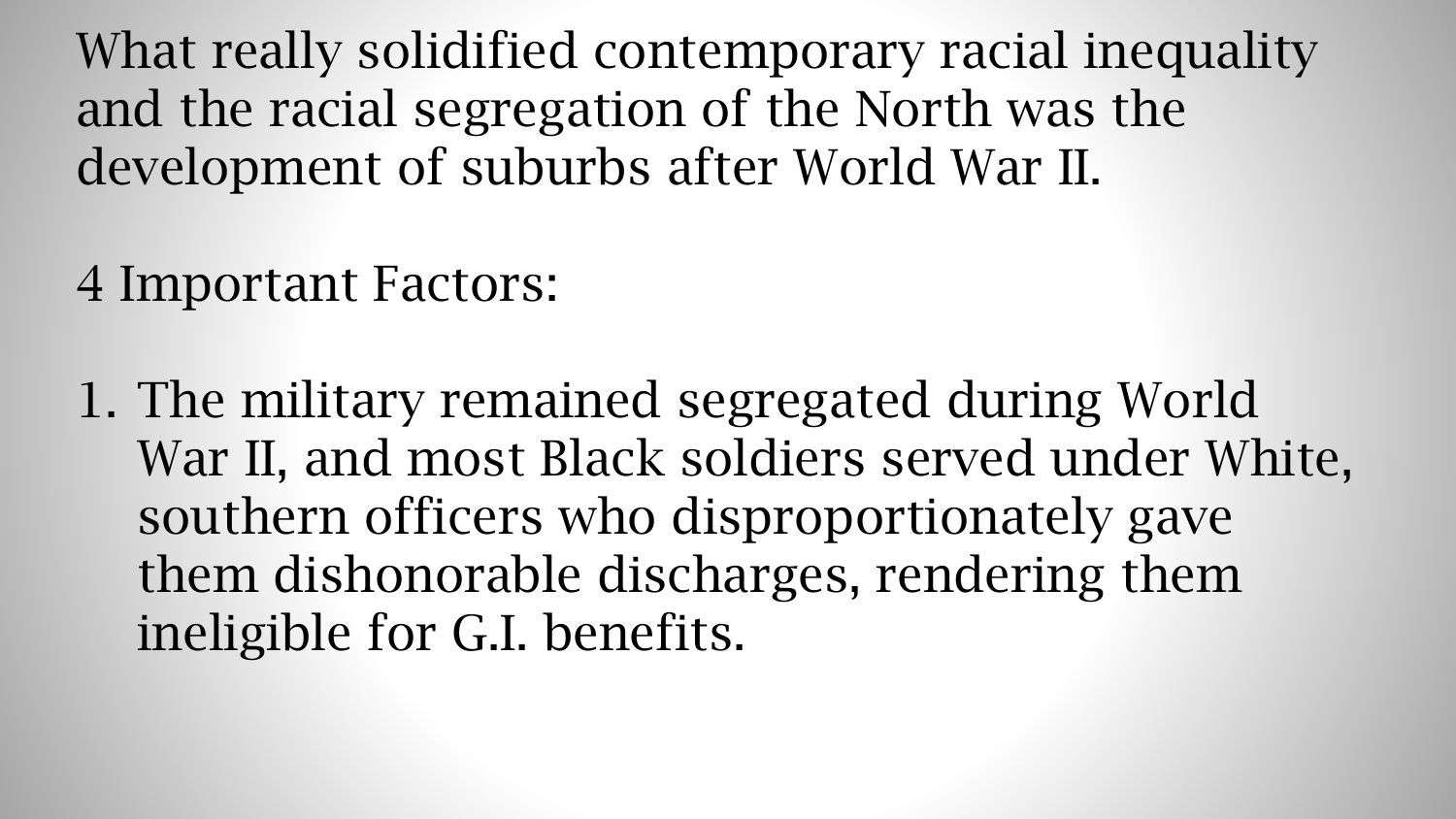What really solidified contemporary racial inequality and the racial segregation of the North was the development of suburbs after World War II.

4 Important Factors:

1. The military remained segregated during World War II, and most Black soldiers served under White, southern officers who disproportionately gave them dishonorable discharges, rendering them ineligible for G.I. benefits.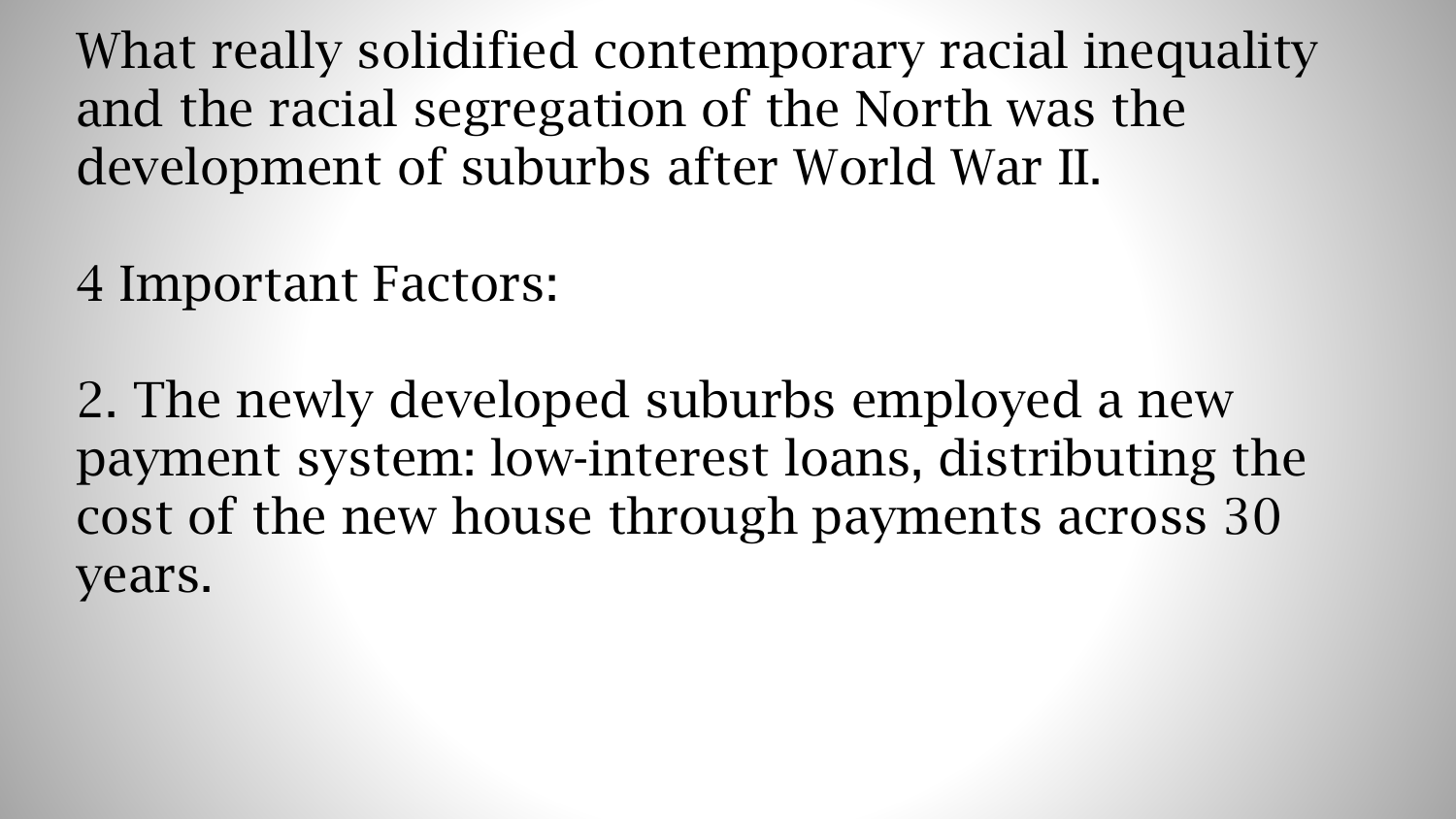What really solidified contemporary racial inequality and the racial segregation of the North was the development of suburbs after World War II.

4 Important Factors:

2. The newly developed suburbs employed a new payment system: low-interest loans, distributing the cost of the new house through payments across 30 years.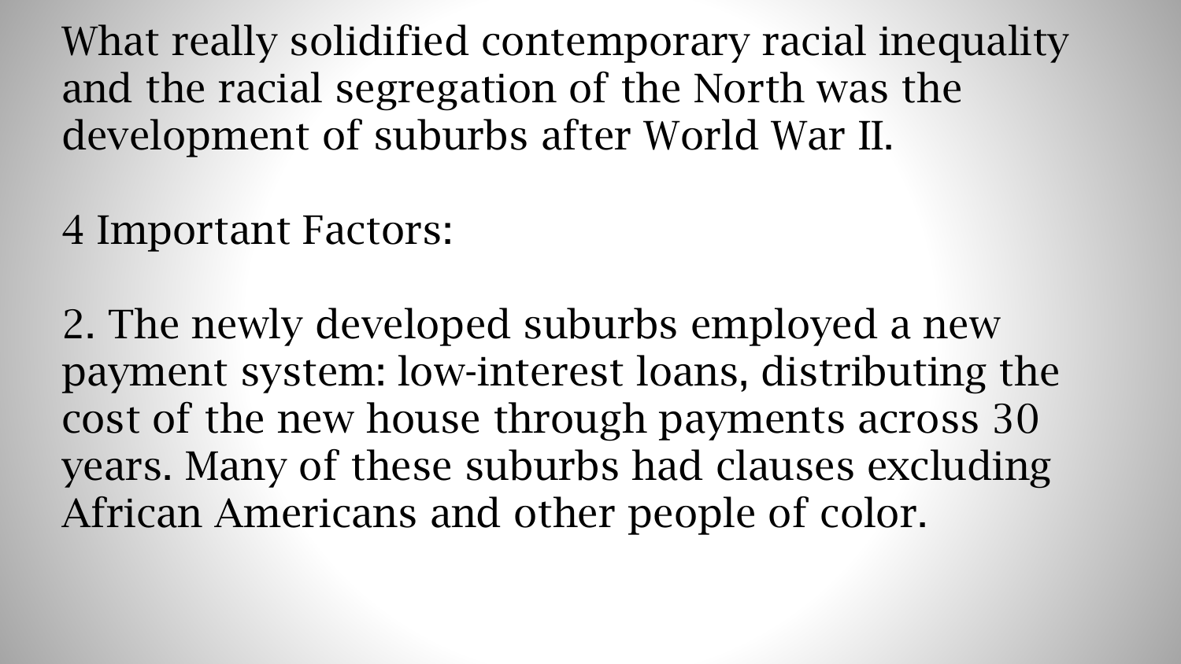What really solidified contemporary racial inequality and the racial segregation of the North was the development of suburbs after World War II.

4 Important Factors:

2. The newly developed suburbs employed a new payment system: low-interest loans, distributing the cost of the new house through payments across 30 years. Many of these suburbs had clauses excluding African Americans and other people of color.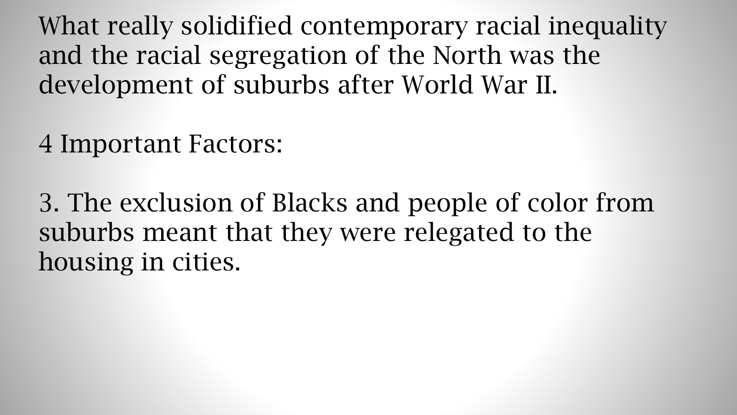What really solidified contemporary racial inequality and the racial segregation of the North was the development of suburbs after World War II.

4 Important Factors:

3. The exclusion of Blacks and people of color from suburbs meant that they were relegated to the housing in cities.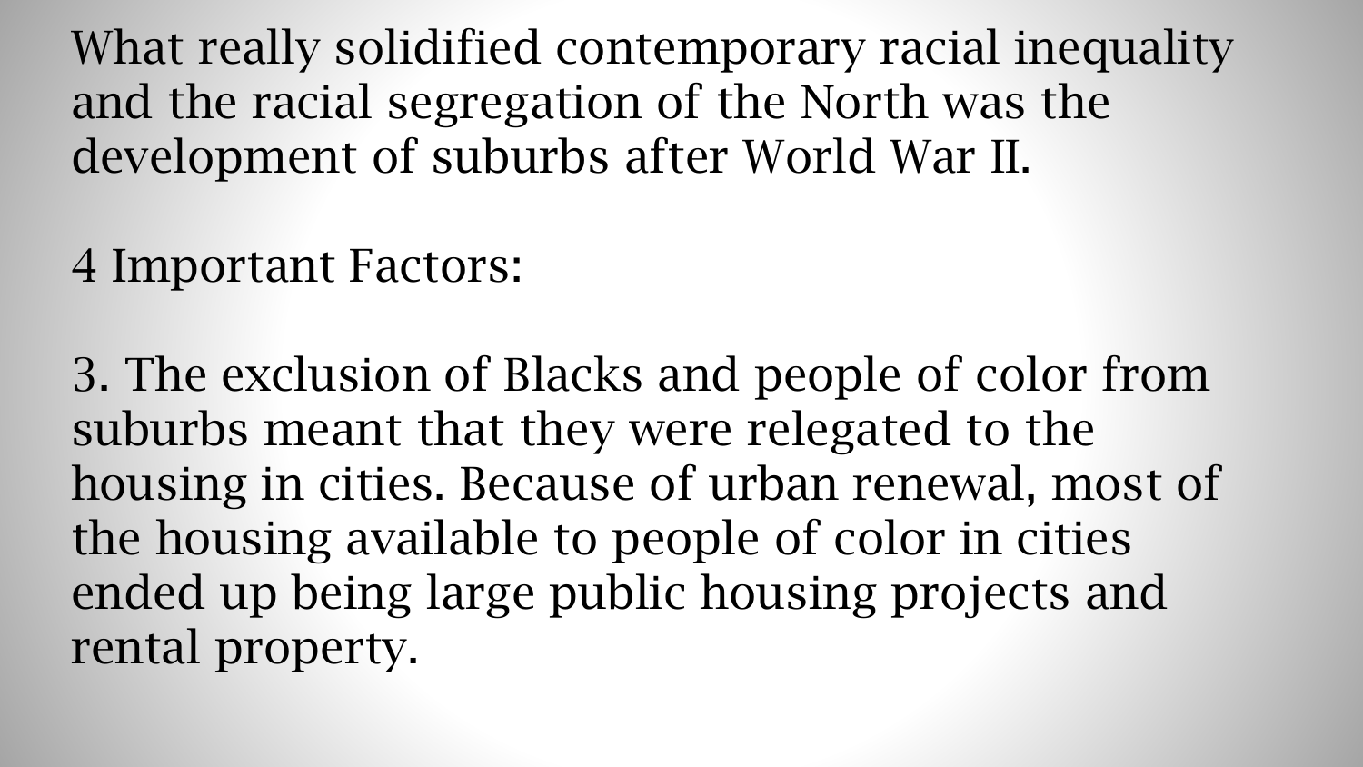What really solidified contemporary racial inequality and the racial segregation of the North was the development of suburbs after World War II.

4 Important Factors:

3. The exclusion of Blacks and people of color from suburbs meant that they were relegated to the housing in cities. Because of urban renewal, most of the housing available to people of color in cities ended up being large public housing projects and rental property.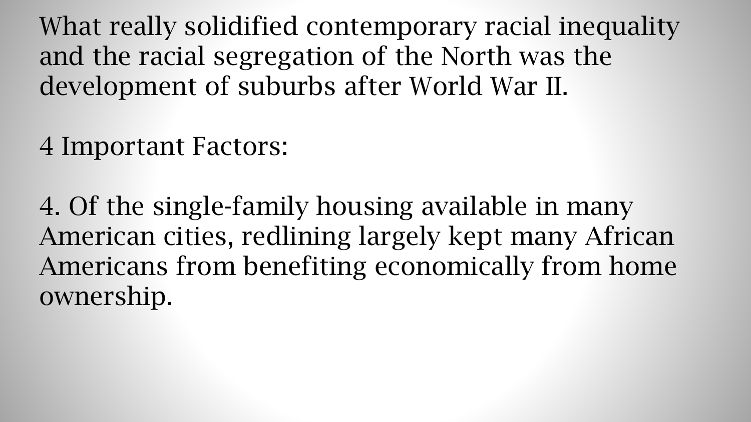What really solidified contemporary racial inequality and the racial segregation of the North was the development of suburbs after World War II.

4 Important Factors:

4. Of the single-family housing available in many American cities, redlining largely kept many African Americans from benefiting economically from home ownership.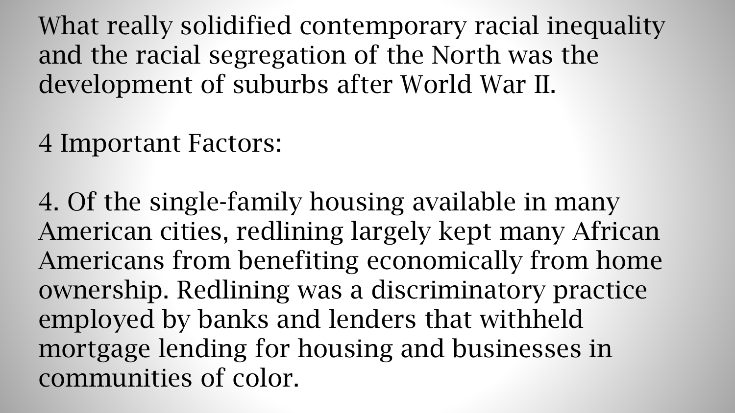What really solidified contemporary racial inequality and the racial segregation of the North was the development of suburbs after World War II.

4 Important Factors:

4. Of the single-family housing available in many American cities, redlining largely kept many African Americans from benefiting economically from home ownership. Redlining was a discriminatory practice employed by banks and lenders that withheld mortgage lending for housing and businesses in communities of color.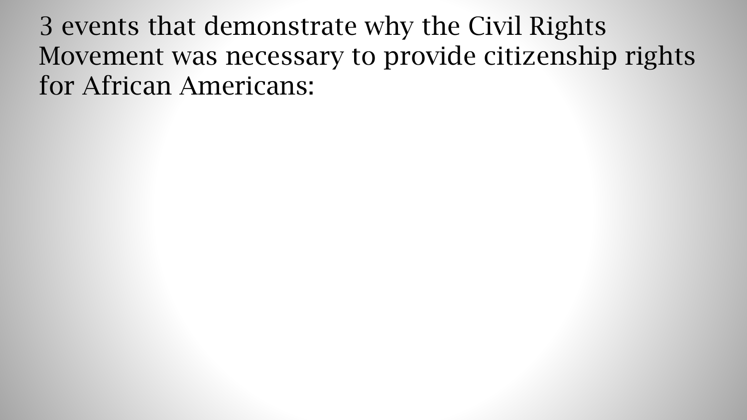# 3 events that demonstrate why the Civil Rights Movement was necessary to provide citizenship rights for African Americans: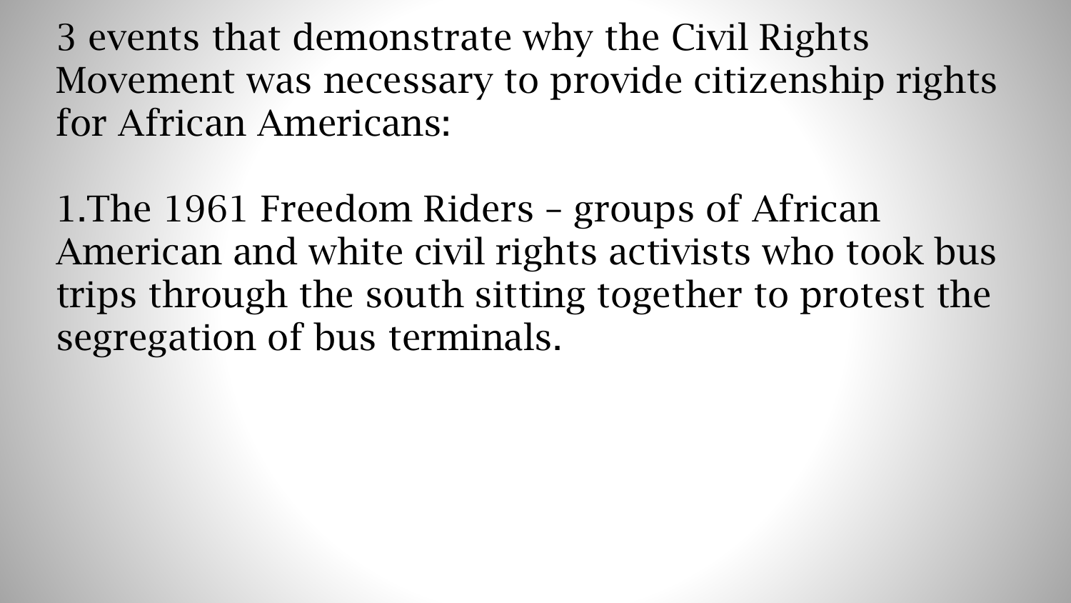3 events that demonstrate why the Civil Rights Movement was necessary to provide citizenship rights for African Americans:

1. The 1961 Freedom Riders – groups of African American and white civil rights activists who took bus trips through the south sitting together to protest the segregation of bus terminals.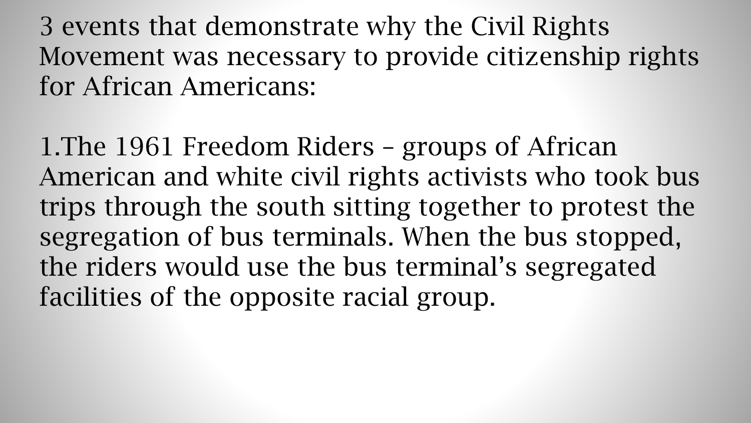3 events that demonstrate why the Civil Rights Movement was necessary to provide citizenship rights for African Americans:

1. The 1961 Freedom Riders – groups of African American and white civil rights activists who took bus trips through the south sitting together to protest the segregation of bus terminals. When the bus stopped, the riders would use the bus terminal’s segregated facilities of the opposite racial group.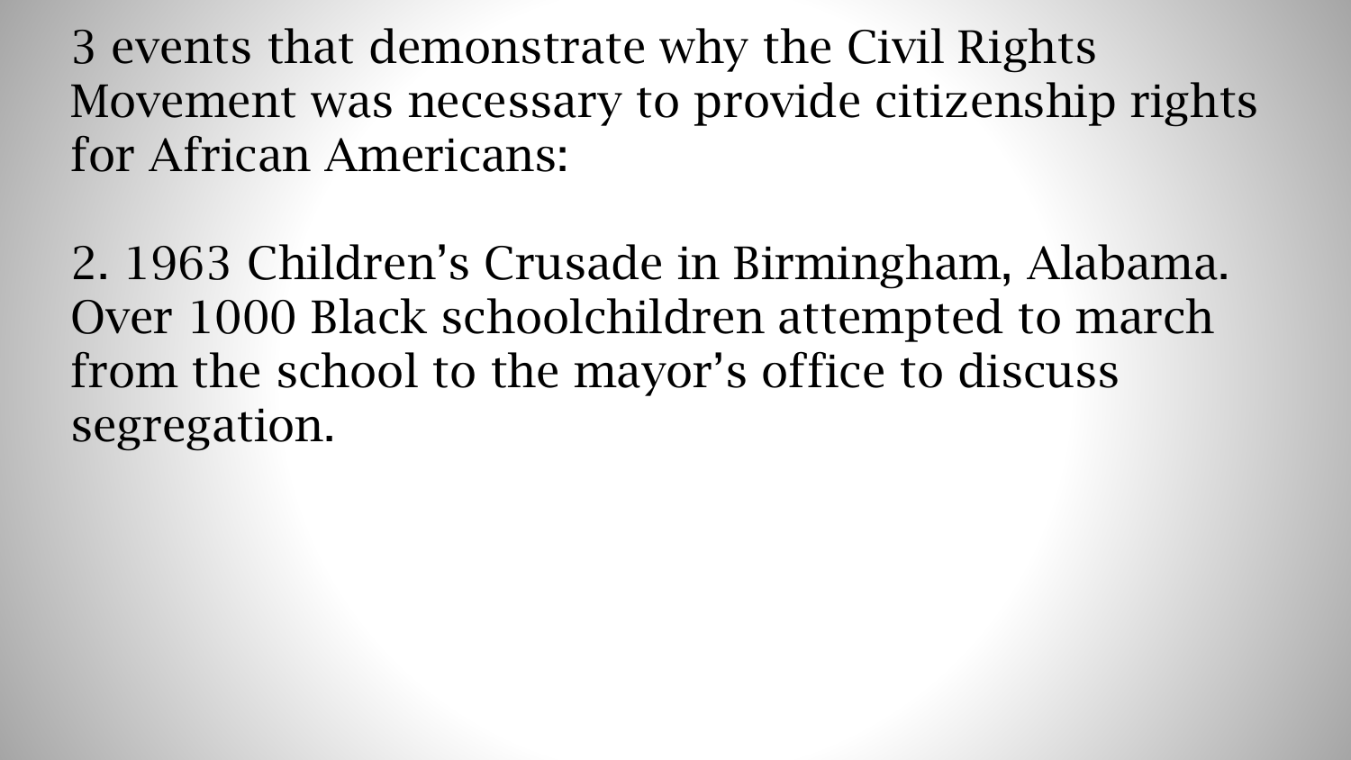3 events that demonstrate why the Civil Rights Movement was necessary to provide citizenship rights for African Americans:

2. 1963 Children's Crusade in Birmingham, Alabama. Over 1000 Black schoolchildren attempted to march from the school to the mayor's office to discuss segregation.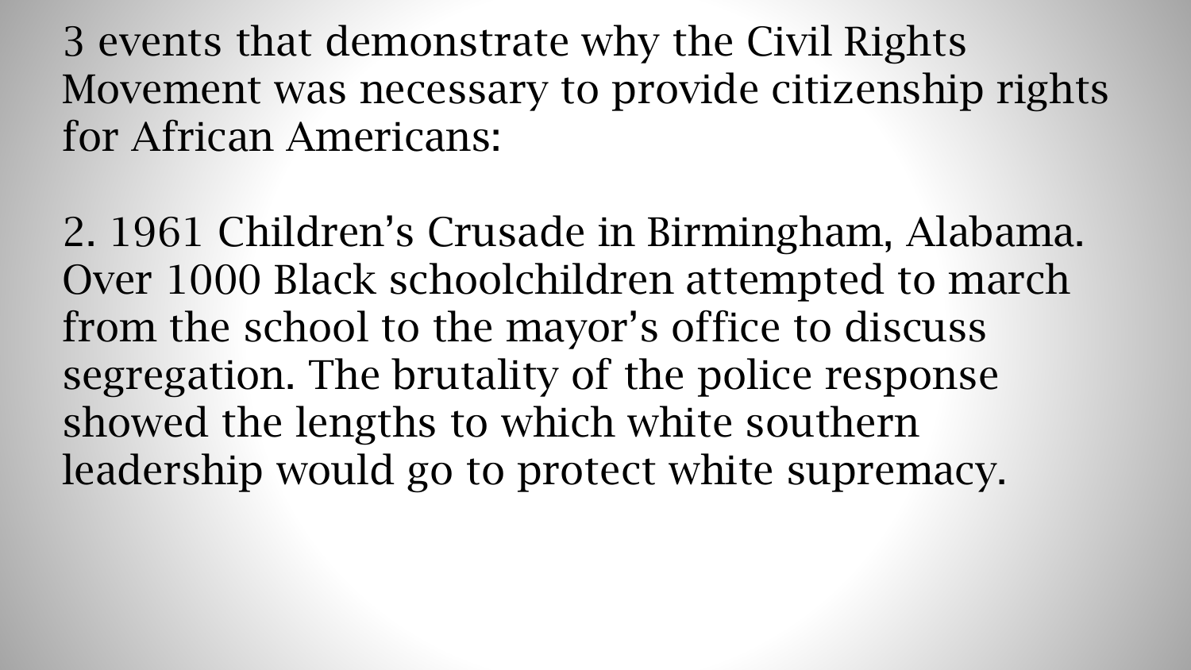3 events that demonstrate why the Civil Rights Movement was necessary to provide citizenship rights for African Americans:

2. 1961 Children’s Crusade in Birmingham, Alabama. Over 1000 Black schoolchildren attempted to march from the school to the mayor’s office to discuss segregation. The brutality of the police response showed the lengths to which white southern leadership would go to protect white supremacy.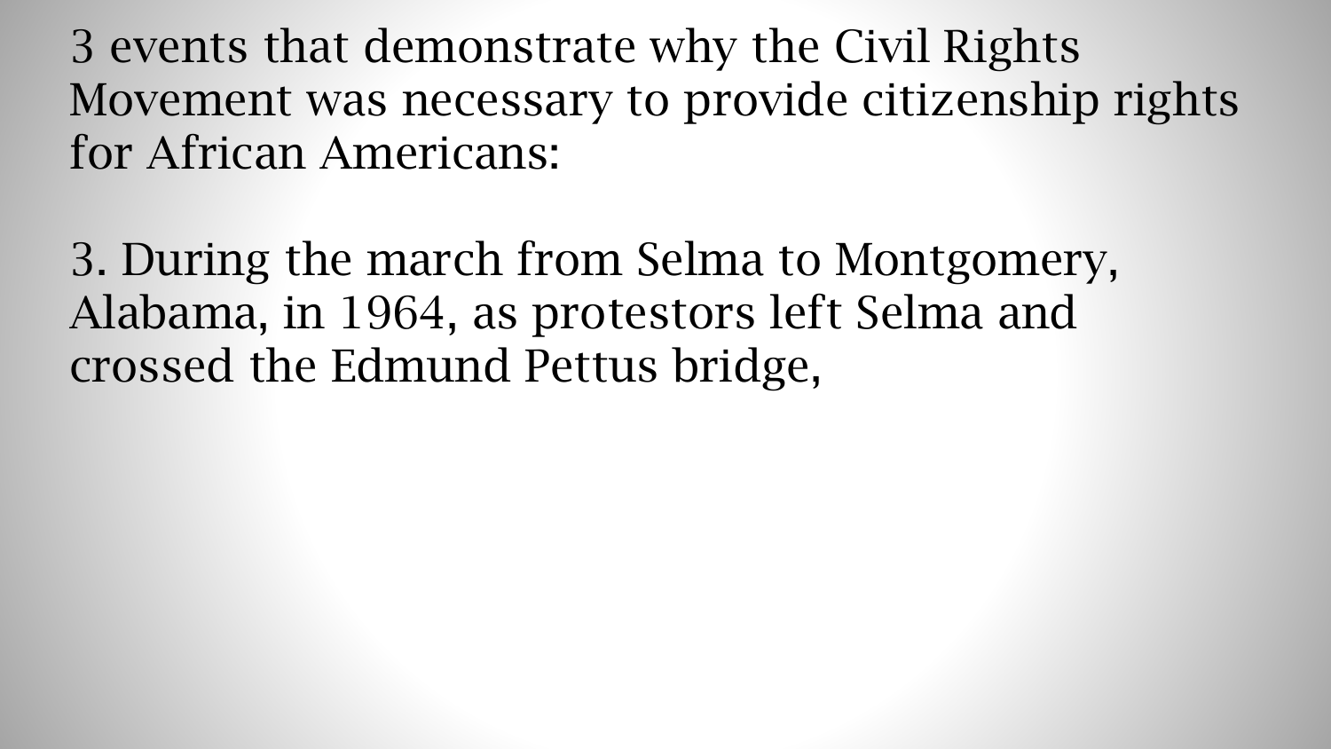3 events that demonstrate why the Civil Rights Movement was necessary to provide citizenship rights for African Americans:

3. During the march from Selma to Montgomery, Alabama, in 1964, as protestors left Selma and crossed the Edmund Pettus bridge,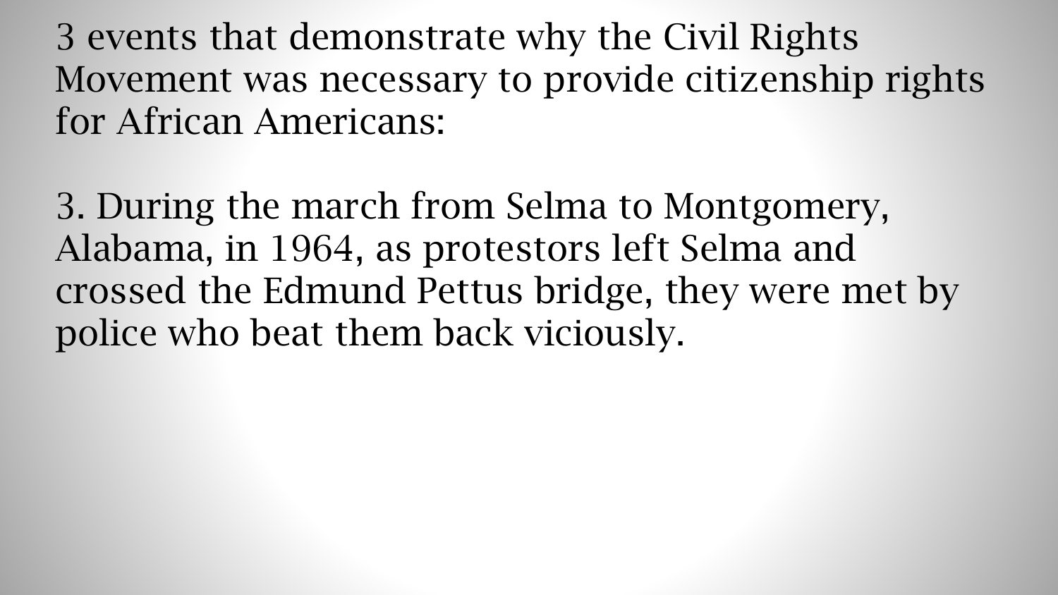3 events that demonstrate why the Civil Rights Movement was necessary to provide citizenship rights for African Americans:

3. During the march from Selma to Montgomery, Alabama, in 1964, as protestors left Selma and crossed the Edmund Pettus bridge, they were met by police who beat them back viciously.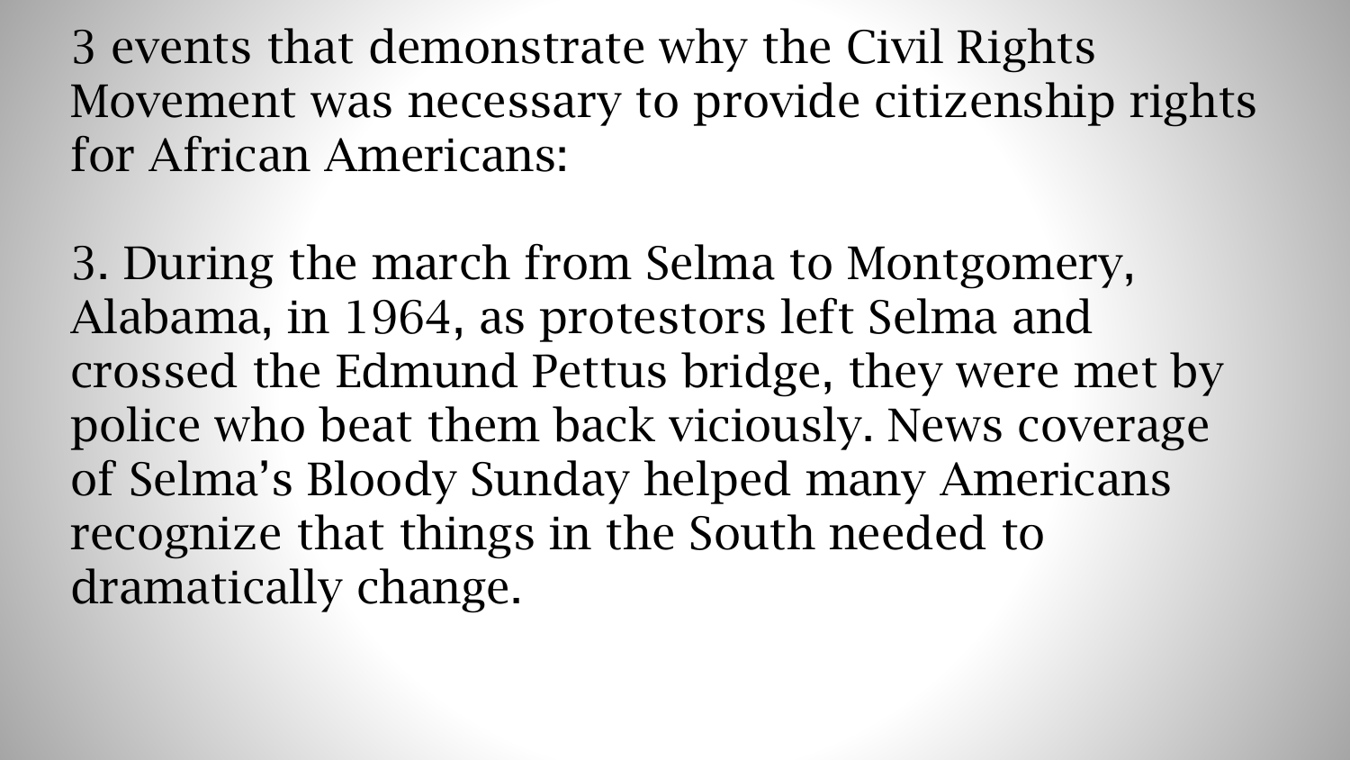3 events that demonstrate why the Civil Rights Movement was necessary to provide citizenship rights for African Americans:

3. During the march from Selma to Montgomery, Alabama, in 1964, as protestors left Selma and crossed the Edmund Pettus bridge, they were met by police who beat them back viciously. News coverage of Selma's Bloody Sunday helped many Americans recognize that things in the South needed to dramatically change.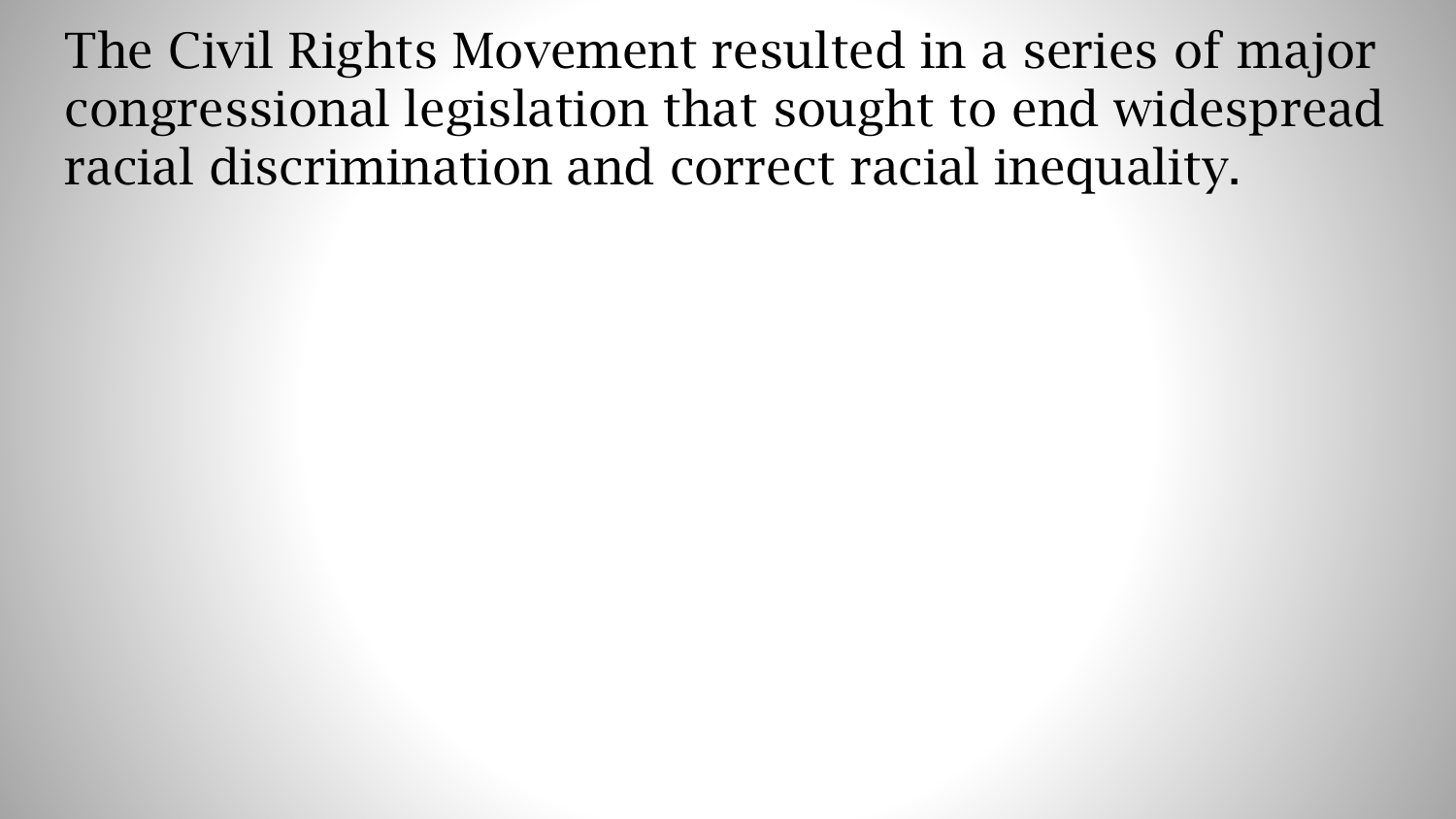The Civil Rights Movement resulted in a series of major congressional legislation that sought to end widespread racial discrimination and correct racial inequality.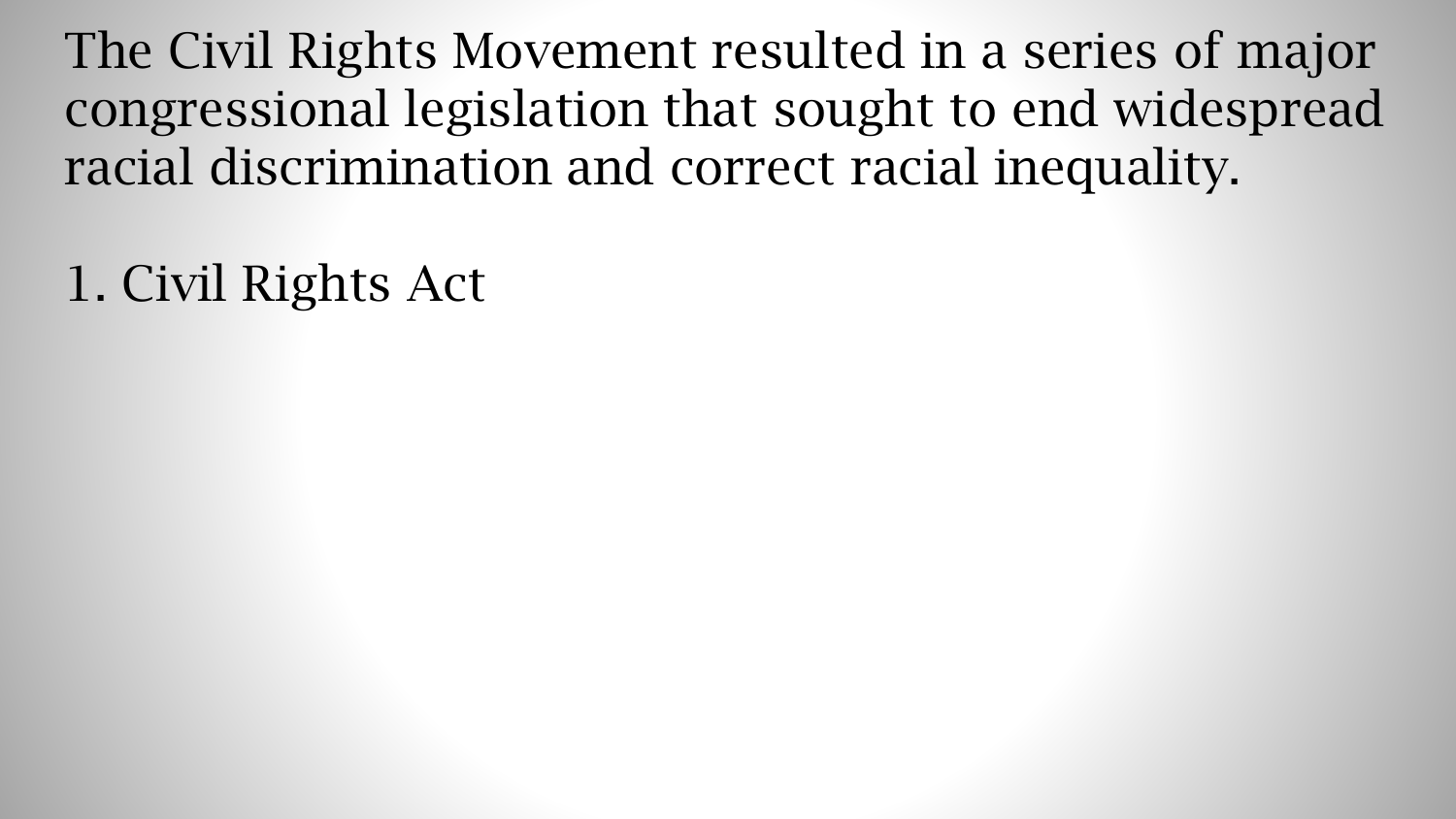The Civil Rights Movement resulted in a series of major congressional legislation that sought to end widespread racial discrimination and correct racial inequality.

1. Civil Rights Act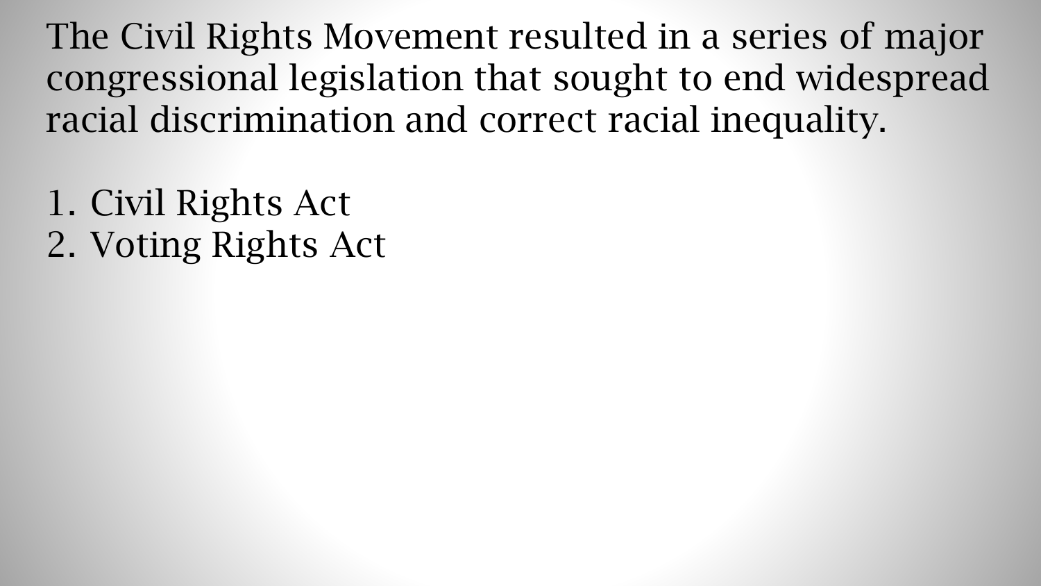The Civil Rights Movement resulted in a series of major congressional legislation that sought to end widespread racial discrimination and correct racial inequality.

1. Civil Rights Act
2. Voting Rights Act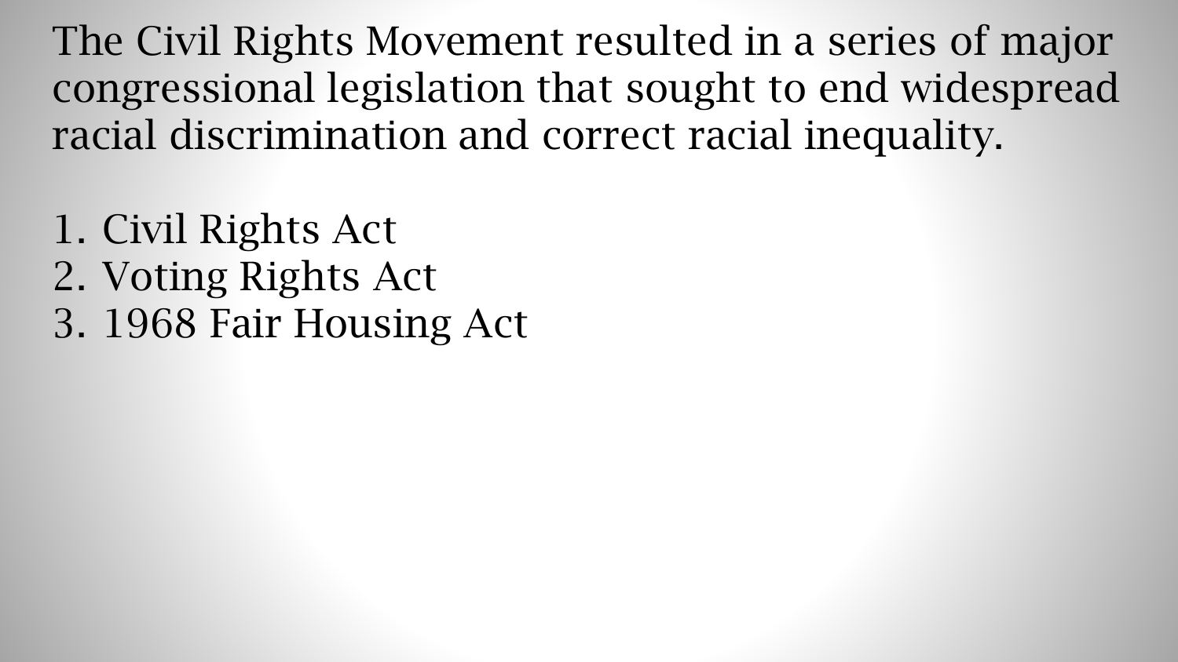The Civil Rights Movement resulted in a series of major congressional legislation that sought to end widespread racial discrimination and correct racial inequality.

1. Civil Rights Act
2. Voting Rights Act
3. 1968 Fair Housing Act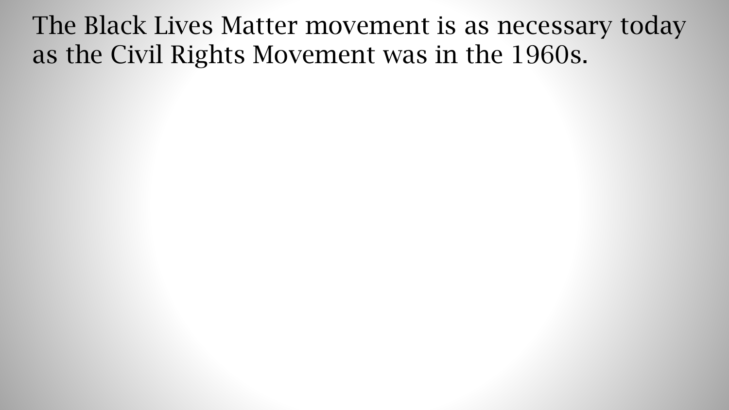The Black Lives Matter movement is as necessary today as the Civil Rights Movement was in the 1960s.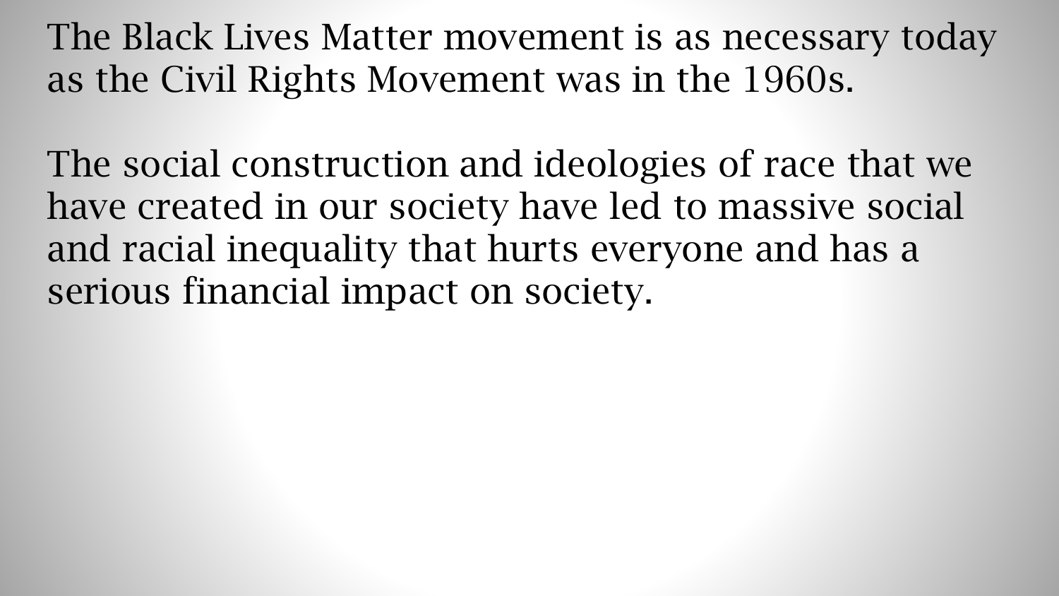The Black Lives Matter movement is as necessary today as the Civil Rights Movement was in the 1960s.

The social construction and ideologies of race that we have created in our society have led to massive social and racial inequality that hurts everyone and has a serious financial impact on society.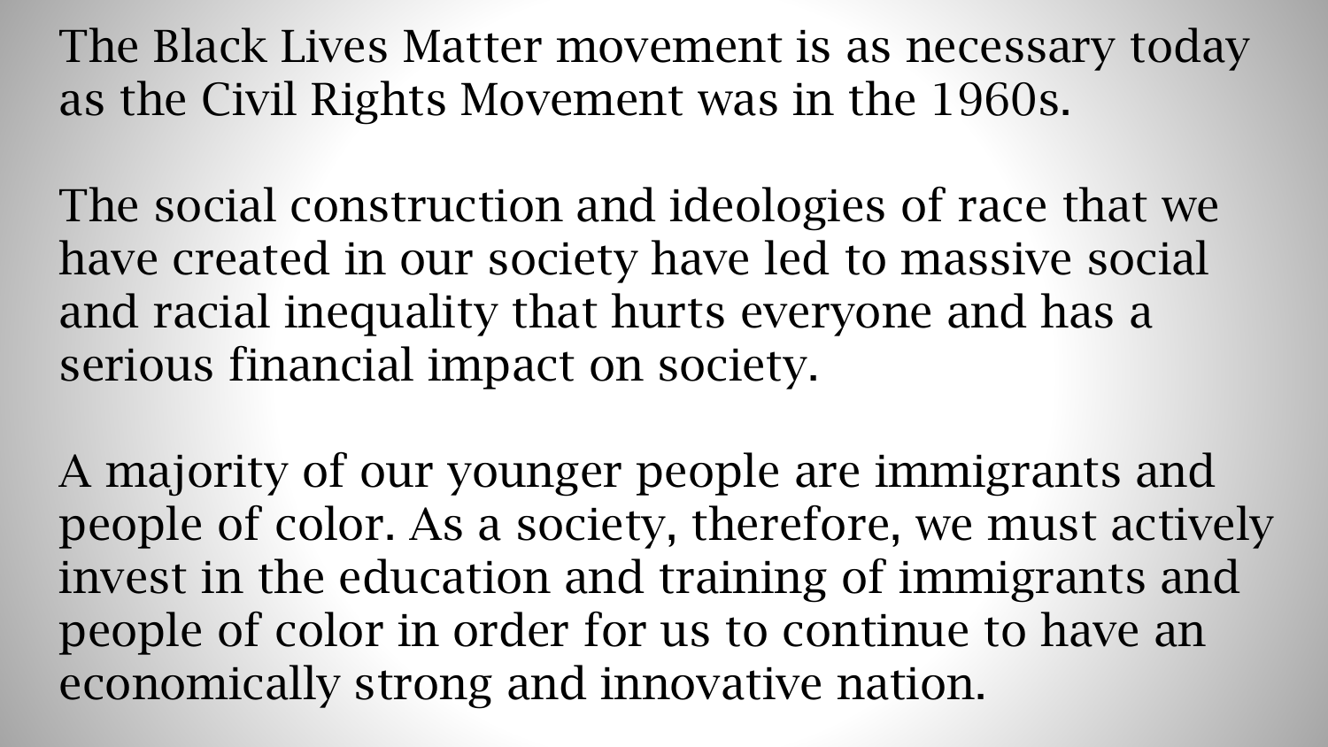The Black Lives Matter movement is as necessary today as the Civil Rights Movement was in the 1960s.

The social construction and ideologies of race that we have created in our society have led to massive social and racial inequality that hurts everyone and has a serious financial impact on society.

A majority of our younger people are immigrants and people of color. As a society, therefore, we must actively invest in the education and training of immigrants and people of color in order for us to continue to have an economically strong and innovative nation.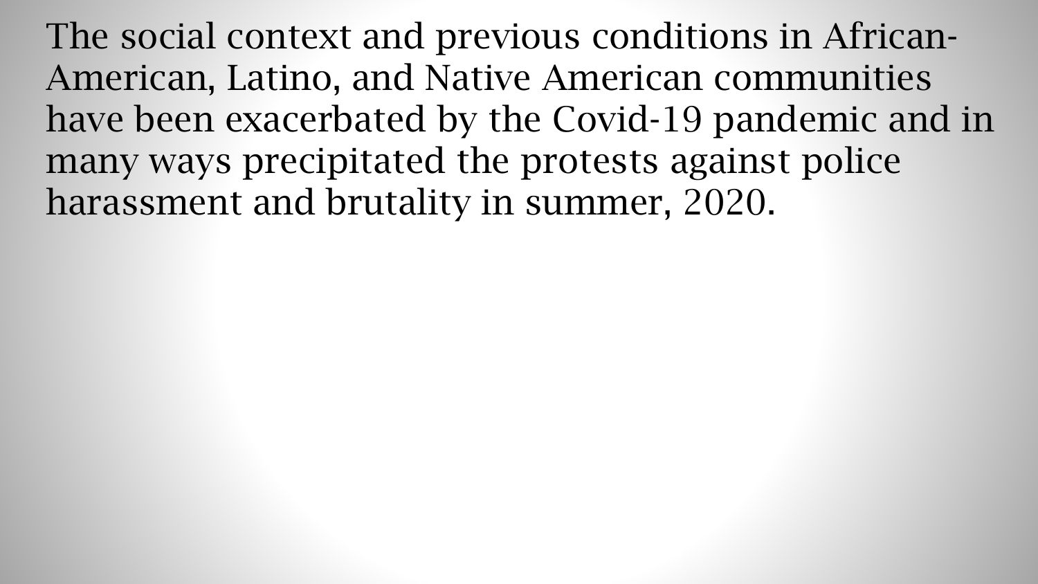The social context and previous conditions in African-American, Latino, and Native American communities have been exacerbated by the Covid-19 pandemic and in many ways precipitated the protests against police harassment and brutality in summer, 2020.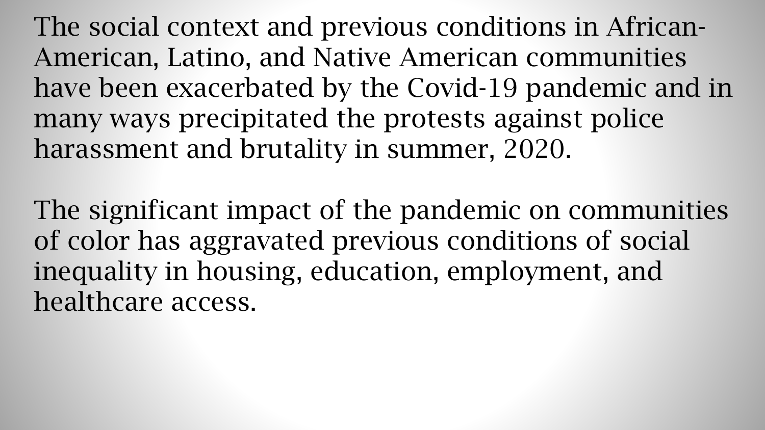The social context and previous conditions in African-American, Latino, and Native American communities have been exacerbated by the Covid-19 pandemic and in many ways precipitated the protests against police harassment and brutality in summer, 2020.

The significant impact of the pandemic on communities of color has aggravated previous conditions of social inequality in housing, education, employment, and healthcare access.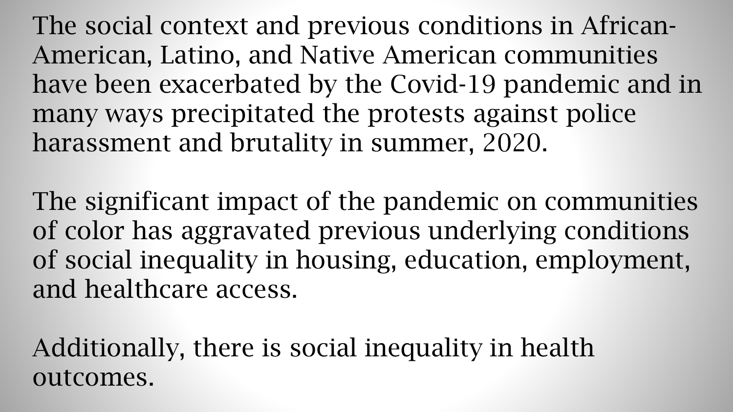The social context and previous conditions in African-American, Latino, and Native American communities have been exacerbated by the Covid-19 pandemic and in many ways precipitated the protests against police harassment and brutality in summer, 2020.

The significant impact of the pandemic on communities of color has aggravated previous underlying conditions of social inequality in housing, education, employment, and healthcare access.

Additionally, there is social inequality in health outcomes.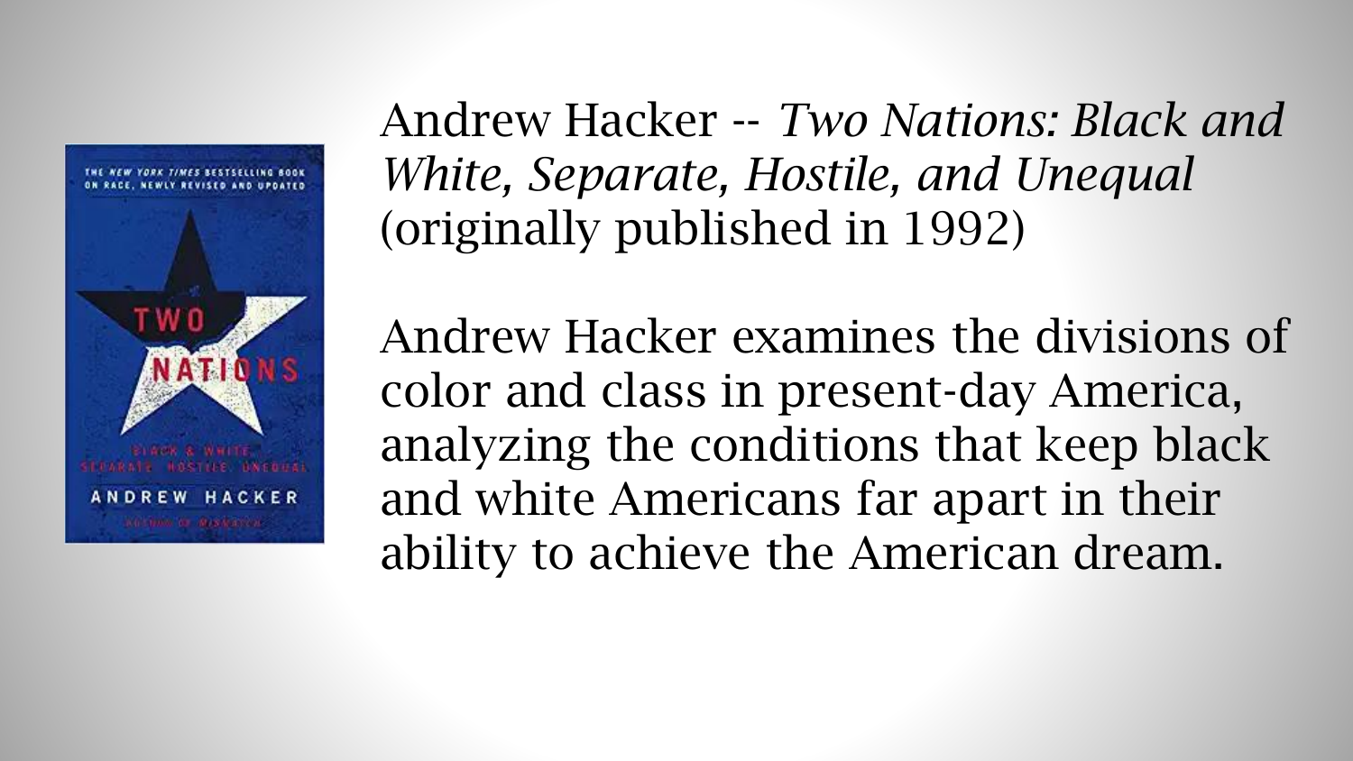Andrew Hacker -- *Two Nations: Black and White, Separate, Hostile, and Unequal* (originally published in 1992)

Andrew Hacker examines the divisions of color and class in present-day America, analyzing the conditions that keep black and white Americans far apart in their ability to achieve the American dream.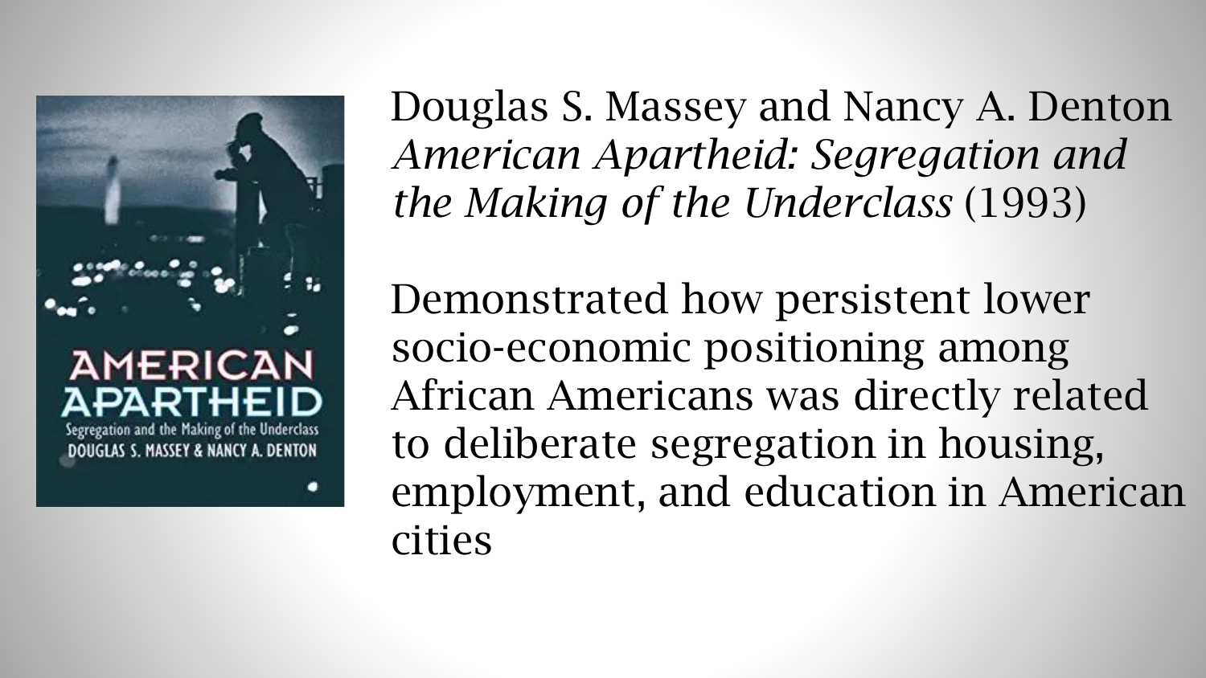Douglas S. Massey and Nancy A. Denton *American Apartheid: Segregation and the Making of the Underclass* (1993)

Demonstrated how persistent lower socio-economic positioning among African Americans was directly related to deliberate segregation in housing, employment, and education in American cities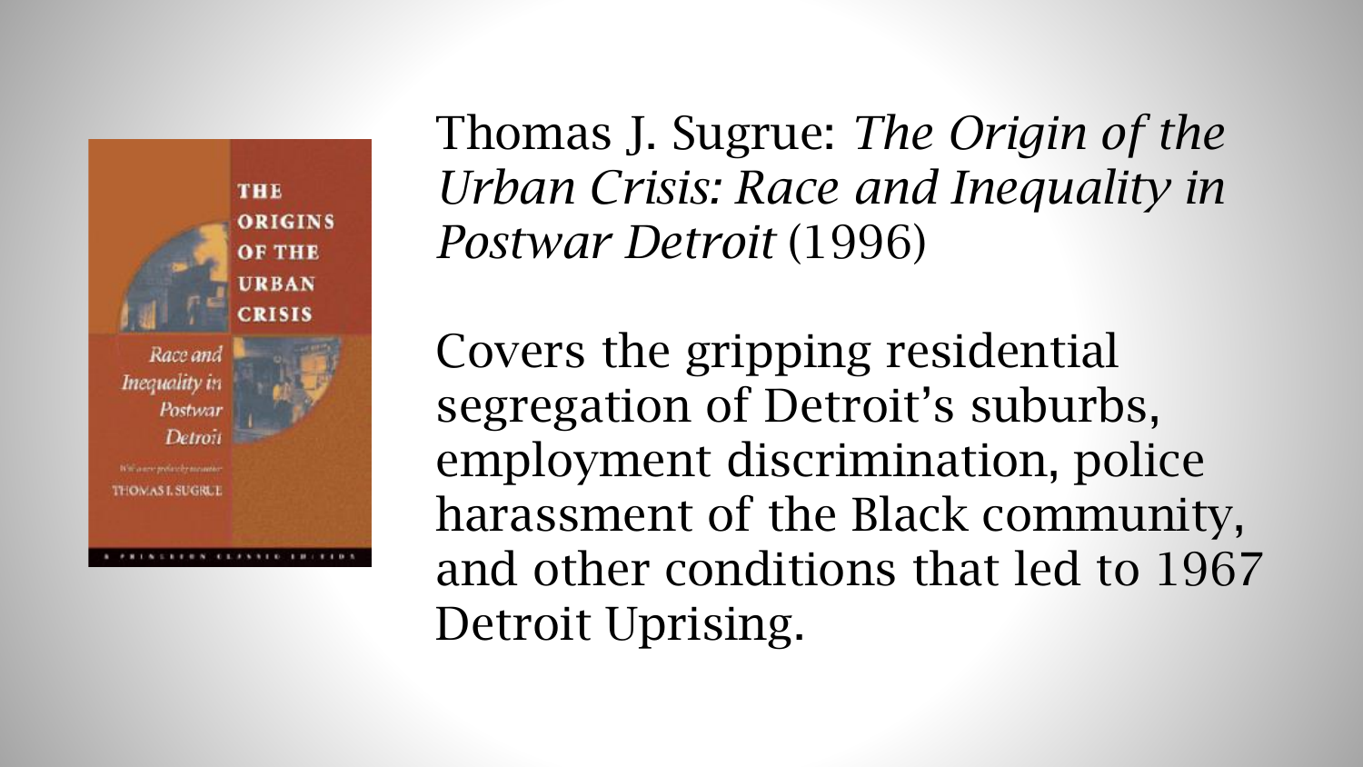Thomas J. Sugrue: *The Origin of the Urban Crisis: Race and Inequality in Postwar Detroit* (1996)

Covers the gripping residential segregation of Detroit's suburbs, employment discrimination, police harassment of the Black community, and other conditions that led to 1967 Detroit Uprising.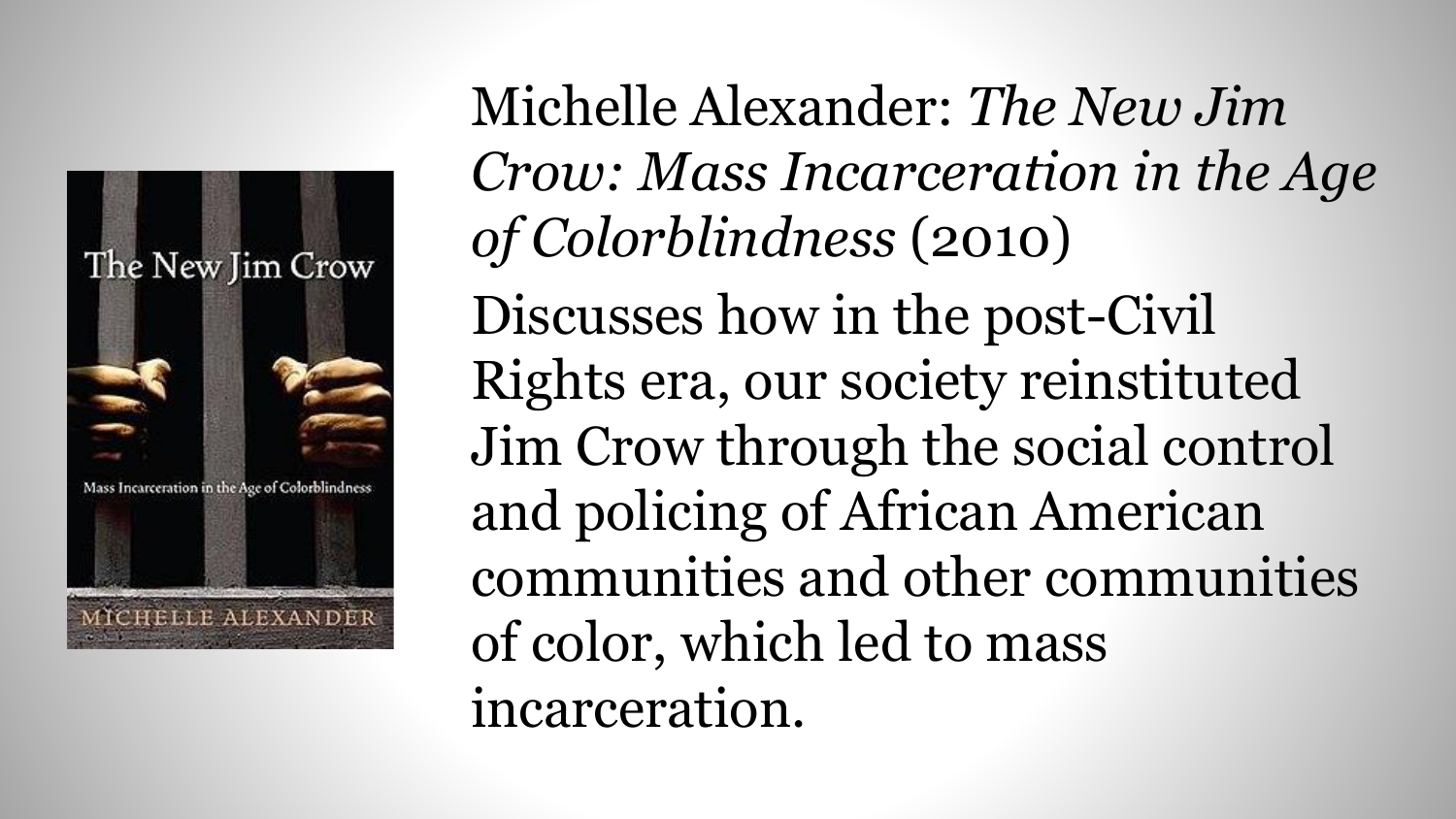Michelle Alexander: *The New Jim Crow: Mass Incarceration in the Age of Colorblindness* (2010)

Discusses how in the post-Civil Rights era, our society reinstituted Jim Crow through the social control and policing of African American communities and other communities of color, which led to mass incarceration.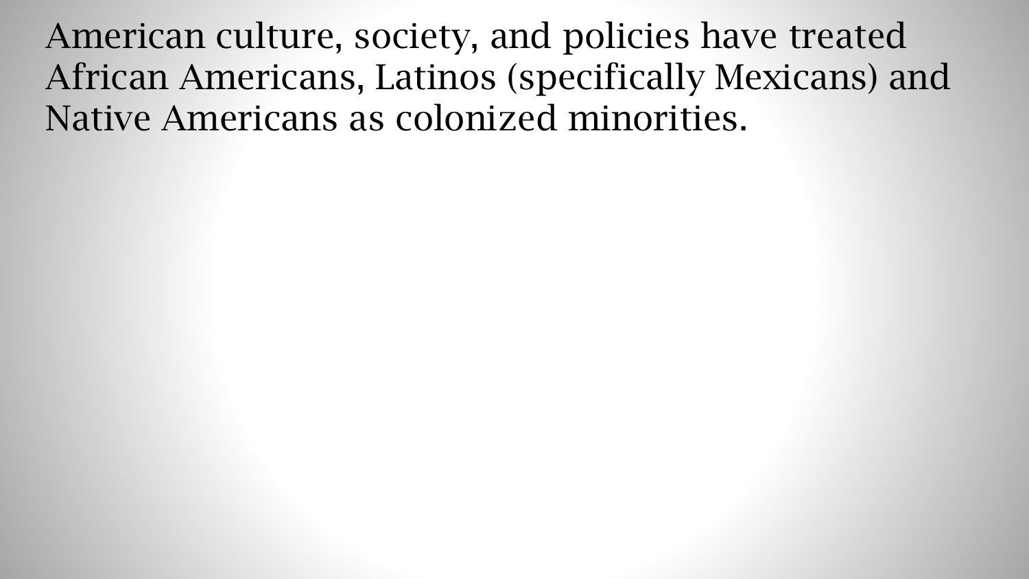American culture, society, and policies have treated African Americans, Latinos (specifically Mexicans) and Native Americans as colonized minorities.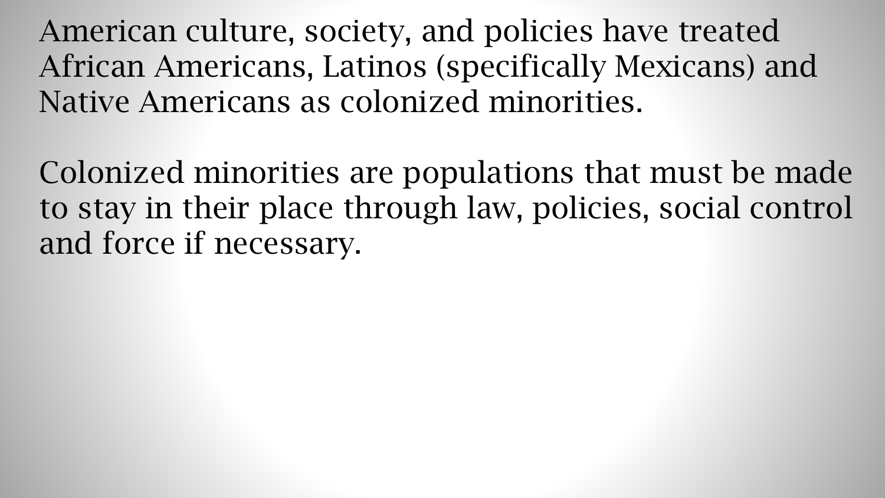American culture, society, and policies have treated African Americans, Latinos (specifically Mexicans) and Native Americans as colonized minorities.

Colonized minorities are populations that must be made to stay in their place through law, policies, social control and force if necessary.